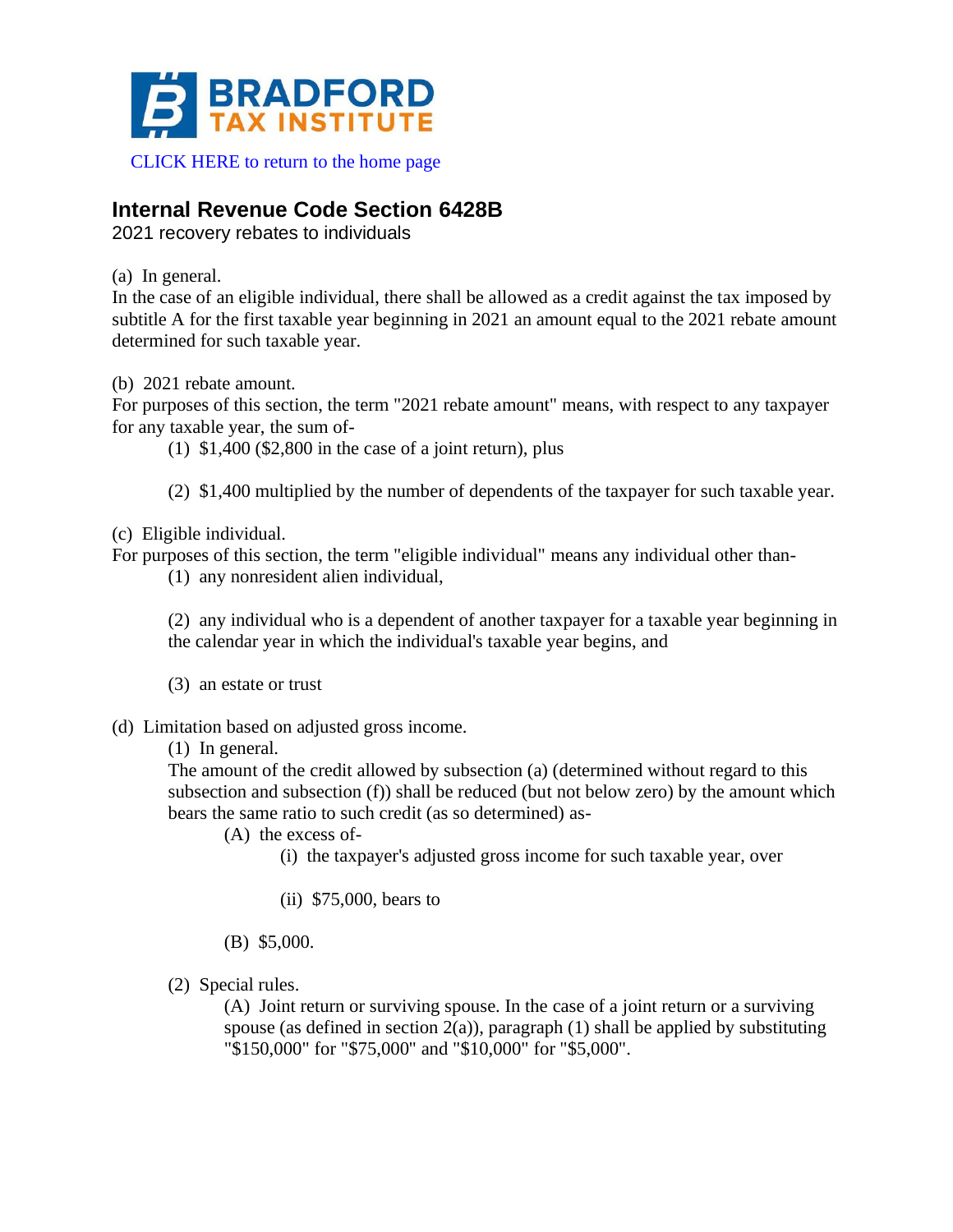BRADFORD TAX INSTITUTE

CLICK HERE to return to the home page

## Internal Revenue Code Section 6428B

2021 recovery rebates to individuals

(a) In general.
In the case of an eligible individual, there shall be allowed as a credit against the tax imposed by subtitle A for the first taxable year beginning in 2021 an amount equal to the 2021 rebate amount determined for such taxable year.

(b) 2021 rebate amount.
For purposes of this section, the term "2021 rebate amount" means, with respect to any taxpayer for any taxable year, the sum of-

> (1) $1,400 ($2,800 in the case of a joint return), plus
>
> (2) $1,400 multiplied by the number of dependents of the taxpayer for such taxable year.

(c) Eligible individual.
For purposes of this section, the term "eligible individual" means any individual other than-

> (1) any nonresident alien individual,
>
> (2) any individual who is a dependent of another taxpayer for a taxable year beginning in the calendar year in which the individual's taxable year begins, and
>
> (3) an estate or trust

(d) Limitation based on adjusted gross income.

> (1) In general.
> The amount of the credit allowed by subsection (a) (determined without regard to this subsection and subsection (f)) shall be reduced (but not below zero) by the amount which bears the same ratio to such credit (as so determined) as-
>
> > (A) the excess of-
> >
> > > (i) the taxpayer's adjusted gross income for such taxable year, over
> > >
> > > (ii) $75,000, bears to
> >
> > (B) $5,000.
>
> (2) Special rules.
>
> > (A) Joint return or surviving spouse. In the case of a joint return or a surviving spouse (as defined in section 2(a)), paragraph (1) shall be applied by substituting "$150,000" for "$75,000" and "$10,000" for "$5,000".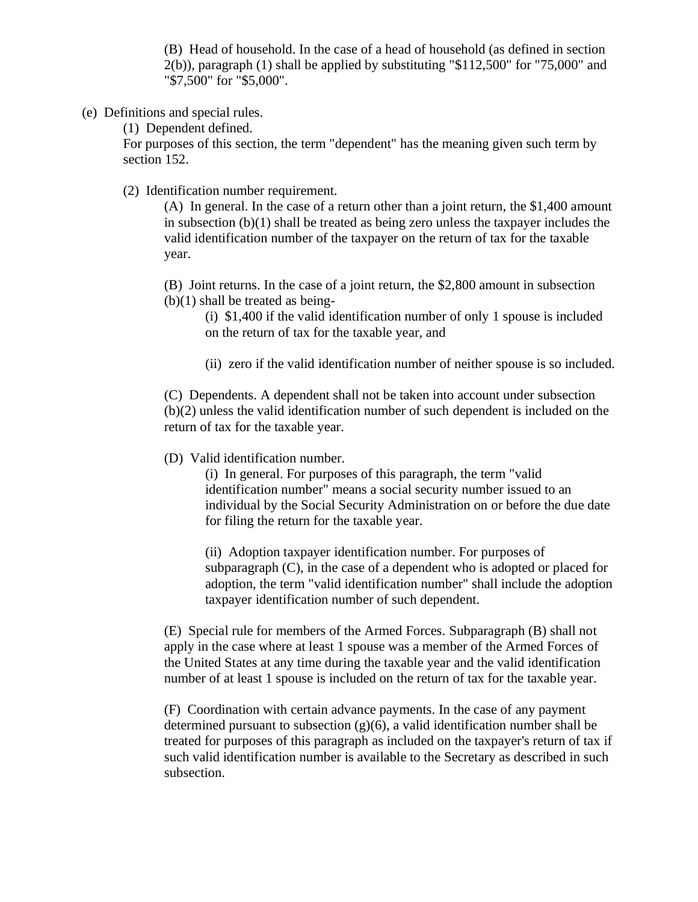(B) Head of household. In the case of a head of household (as defined in section 2(b)), paragraph (1) shall be applied by substituting "$112,500" for "75,000" and "$7,500" for "$5,000".

(e) Definitions and special rules.

(1) Dependent defined.

For purposes of this section, the term "dependent" has the meaning given such term by section 152.

(2) Identification number requirement.

(A) In general. In the case of a return other than a joint return, the $1,400 amount in subsection (b)(1) shall be treated as being zero unless the taxpayer includes the valid identification number of the taxpayer on the return of tax for the taxable year.

(B) Joint returns. In the case of a joint return, the $2,800 amount in subsection (b)(1) shall be treated as being-

(i) $1,400 if the valid identification number of only 1 spouse is included on the return of tax for the taxable year, and

(ii) zero if the valid identification number of neither spouse is so included.

(C) Dependents. A dependent shall not be taken into account under subsection (b)(2) unless the valid identification number of such dependent is included on the return of tax for the taxable year.

(D) Valid identification number.

(i) In general. For purposes of this paragraph, the term "valid identification number" means a social security number issued to an individual by the Social Security Administration on or before the due date for filing the return for the taxable year.

(ii) Adoption taxpayer identification number. For purposes of subparagraph (C), in the case of a dependent who is adopted or placed for adoption, the term "valid identification number" shall include the adoption taxpayer identification number of such dependent.

(E) Special rule for members of the Armed Forces. Subparagraph (B) shall not apply in the case where at least 1 spouse was a member of the Armed Forces of the United States at any time during the taxable year and the valid identification number of at least 1 spouse is included on the return of tax for the taxable year.

(F) Coordination with certain advance payments. In the case of any payment determined pursuant to subsection (g)(6), a valid identification number shall be treated for purposes of this paragraph as included on the taxpayer's return of tax if such valid identification number is available to the Secretary as described in such subsection.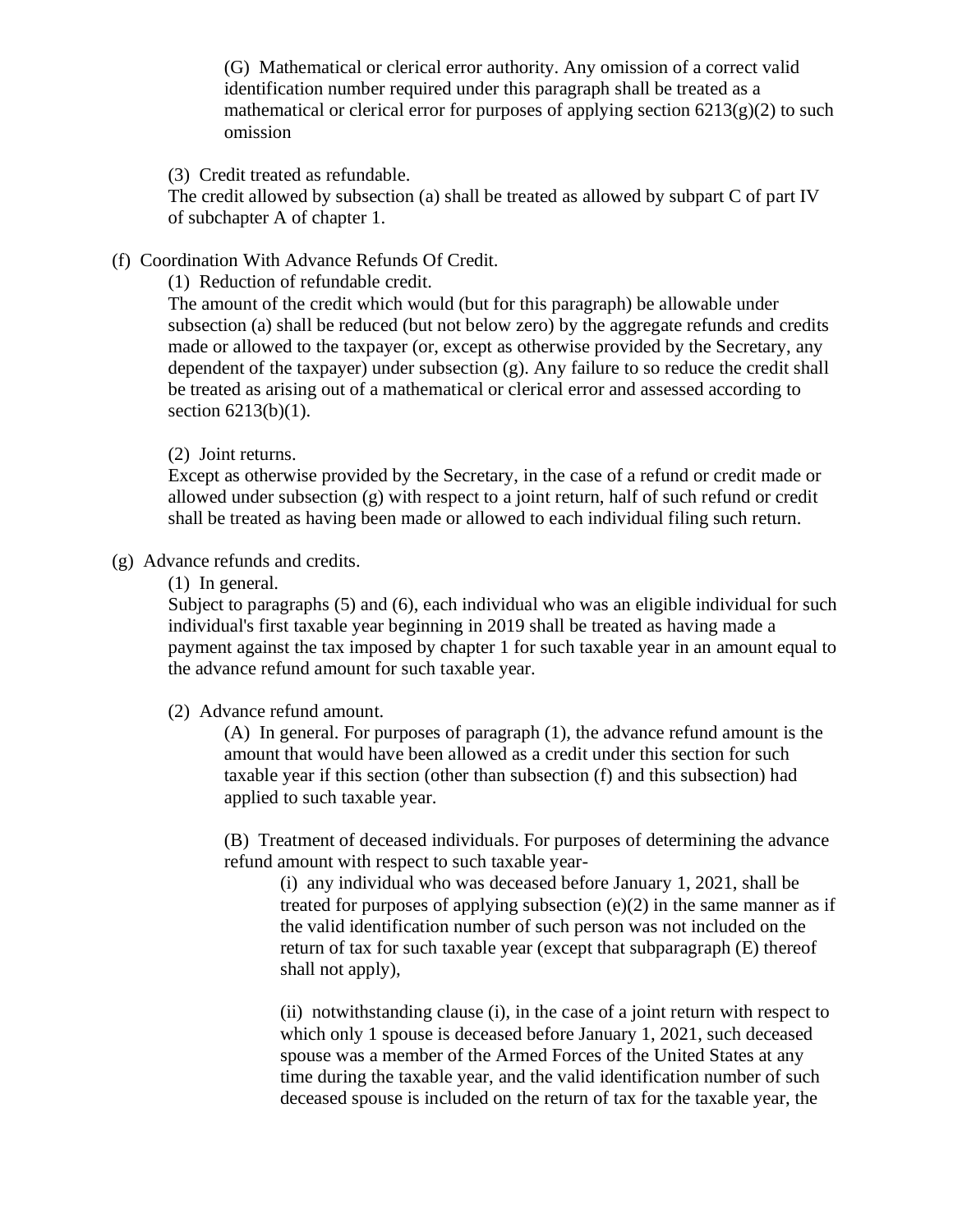(G) Mathematical or clerical error authority. Any omission of a correct valid identification number required under this paragraph shall be treated as a mathematical or clerical error for purposes of applying section 6213(g)(2) to such omission

(3) Credit treated as refundable.

The credit allowed by subsection (a) shall be treated as allowed by subpart C of part IV of subchapter A of chapter 1.

(f) Coordination With Advance Refunds Of Credit.

(1) Reduction of refundable credit.

The amount of the credit which would (but for this paragraph) be allowable under subsection (a) shall be reduced (but not below zero) by the aggregate refunds and credits made or allowed to the taxpayer (or, except as otherwise provided by the Secretary, any dependent of the taxpayer) under subsection (g). Any failure to so reduce the credit shall be treated as arising out of a mathematical or clerical error and assessed according to section 6213(b)(1).

(2) Joint returns.

Except as otherwise provided by the Secretary, in the case of a refund or credit made or allowed under subsection (g) with respect to a joint return, half of such refund or credit shall be treated as having been made or allowed to each individual filing such return.

(g) Advance refunds and credits.

(1) In general.

Subject to paragraphs (5) and (6), each individual who was an eligible individual for such individual's first taxable year beginning in 2019 shall be treated as having made a payment against the tax imposed by chapter 1 for such taxable year in an amount equal to the advance refund amount for such taxable year.

(2) Advance refund amount.

(A) In general. For purposes of paragraph (1), the advance refund amount is the amount that would have been allowed as a credit under this section for such taxable year if this section (other than subsection (f) and this subsection) had applied to such taxable year.

(B) Treatment of deceased individuals. For purposes of determining the advance refund amount with respect to such taxable year-

(i) any individual who was deceased before January 1, 2021, shall be treated for purposes of applying subsection (e)(2) in the same manner as if the valid identification number of such person was not included on the return of tax for such taxable year (except that subparagraph (E) thereof shall not apply),

(ii) notwithstanding clause (i), in the case of a joint return with respect to which only 1 spouse is deceased before January 1, 2021, such deceased spouse was a member of the Armed Forces of the United States at any time during the taxable year, and the valid identification number of such deceased spouse is included on the return of tax for the taxable year, the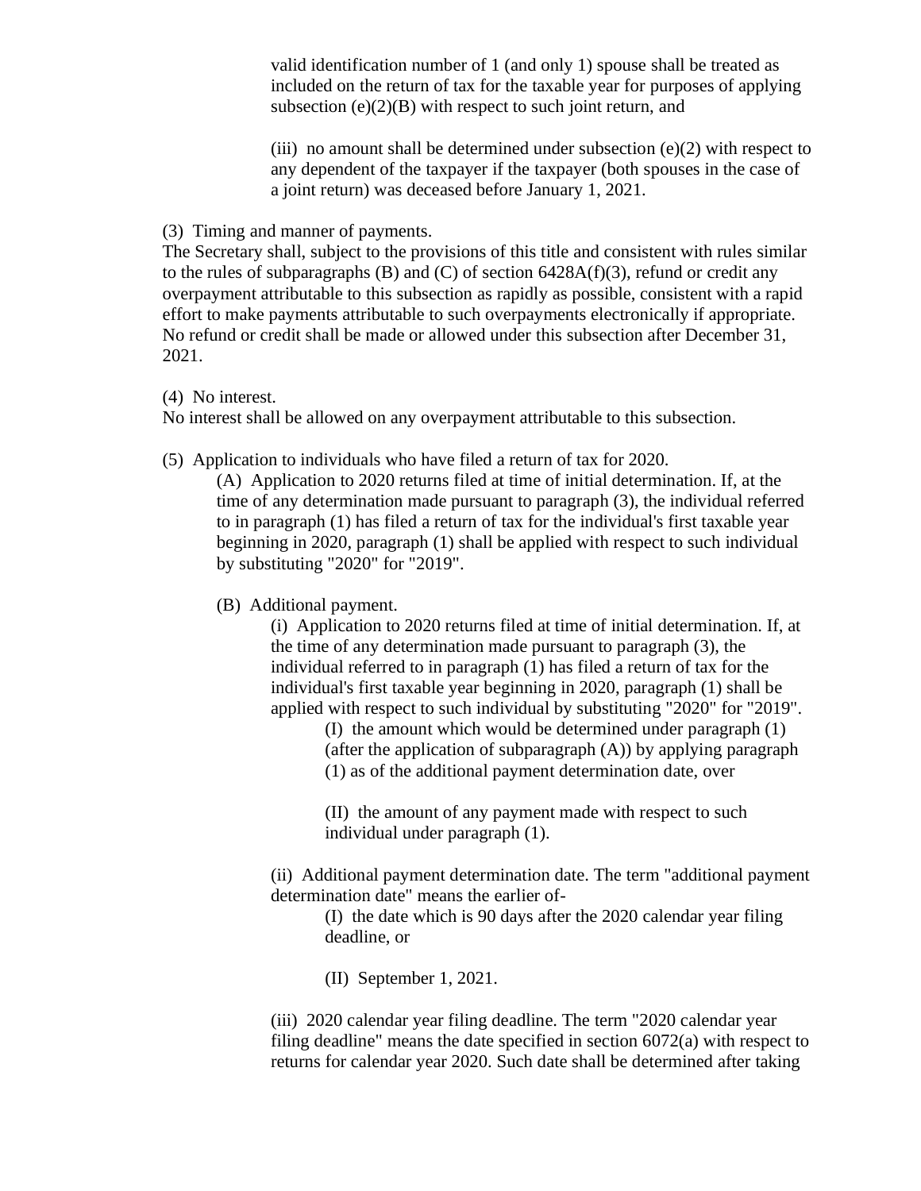valid identification number of 1 (and only 1) spouse shall be treated as included on the return of tax for the taxable year for purposes of applying subsection (e)(2)(B) with respect to such joint return, and

(iii) no amount shall be determined under subsection (e)(2) with respect to any dependent of the taxpayer if the taxpayer (both spouses in the case of a joint return) was deceased before January 1, 2021.

(3) Timing and manner of payments.
The Secretary shall, subject to the provisions of this title and consistent with rules similar to the rules of subparagraphs (B) and (C) of section 6428A(f)(3), refund or credit any overpayment attributable to this subsection as rapidly as possible, consistent with a rapid effort to make payments attributable to such overpayments electronically if appropriate. No refund or credit shall be made or allowed under this subsection after December 31, 2021.

(4) No interest.
No interest shall be allowed on any overpayment attributable to this subsection.

(5) Application to individuals who have filed a return of tax for 2020.

(A) Application to 2020 returns filed at time of initial determination. If, at the time of any determination made pursuant to paragraph (3), the individual referred to in paragraph (1) has filed a return of tax for the individual's first taxable year beginning in 2020, paragraph (1) shall be applied with respect to such individual by substituting "2020" for "2019".

(B) Additional payment.

(i) Application to 2020 returns filed at time of initial determination. If, at the time of any determination made pursuant to paragraph (3), the individual referred to in paragraph (1) has filed a return of tax for the individual's first taxable year beginning in 2020, paragraph (1) shall be applied with respect to such individual by substituting "2020" for "2019".

(I) the amount which would be determined under paragraph (1) (after the application of subparagraph (A)) by applying paragraph (1) as of the additional payment determination date, over

(II) the amount of any payment made with respect to such individual under paragraph (1).

(ii) Additional payment determination date. The term "additional payment determination date" means the earlier of-

(I) the date which is 90 days after the 2020 calendar year filing deadline, or

(II) September 1, 2021.

(iii) 2020 calendar year filing deadline. The term "2020 calendar year filing deadline" means the date specified in section 6072(a) with respect to returns for calendar year 2020. Such date shall be determined after taking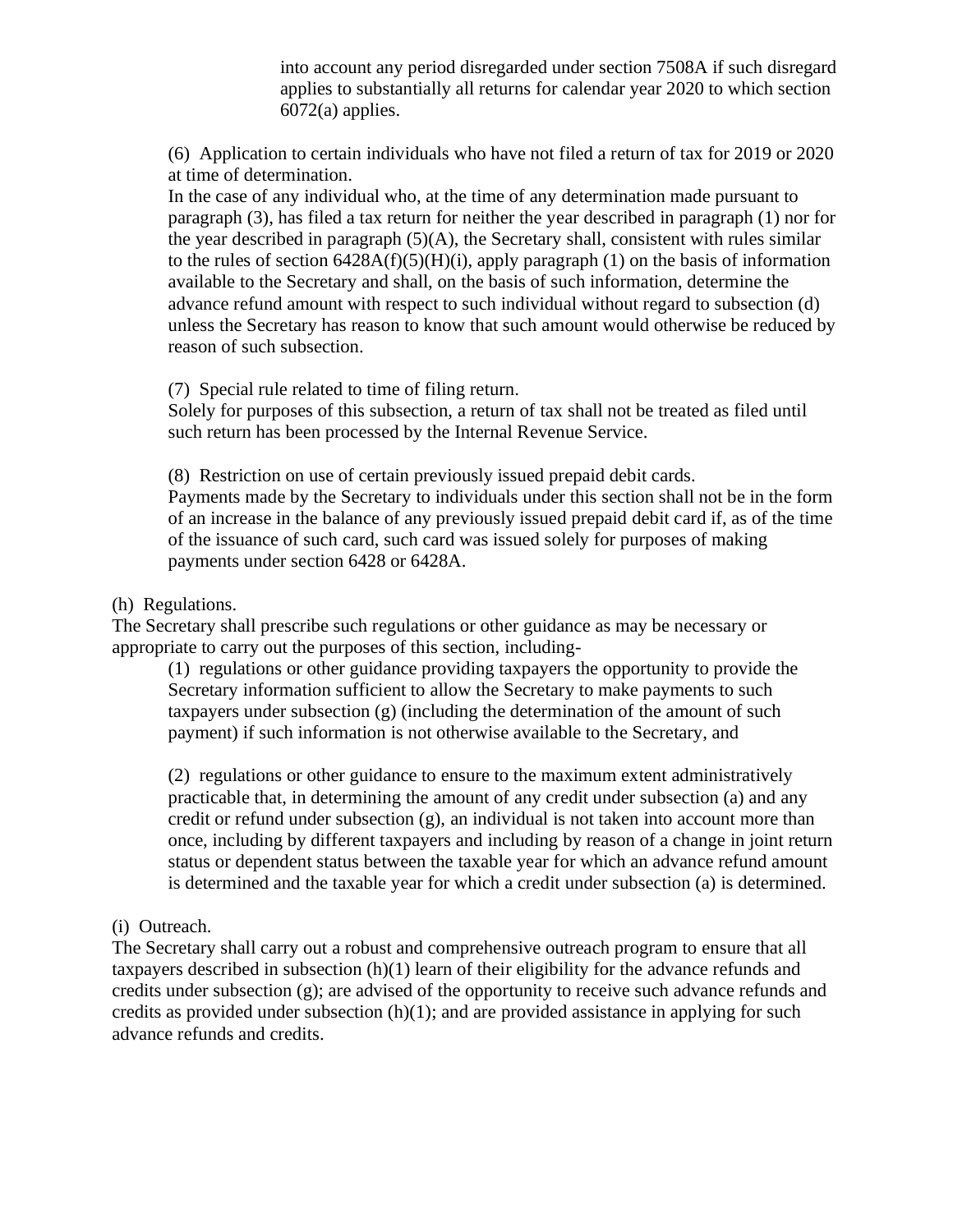into account any period disregarded under section 7508A if such disregard applies to substantially all returns for calendar year 2020 to which section 6072(a) applies.

(6) Application to certain individuals who have not filed a return of tax for 2019 or 2020 at time of determination.
In the case of any individual who, at the time of any determination made pursuant to paragraph (3), has filed a tax return for neither the year described in paragraph (1) nor for the year described in paragraph (5)(A), the Secretary shall, consistent with rules similar to the rules of section 6428A(f)(5)(H)(i), apply paragraph (1) on the basis of information available to the Secretary and shall, on the basis of such information, determine the advance refund amount with respect to such individual without regard to subsection (d) unless the Secretary has reason to know that such amount would otherwise be reduced by reason of such subsection.

(7) Special rule related to time of filing return.
Solely for purposes of this subsection, a return of tax shall not be treated as filed until such return has been processed by the Internal Revenue Service.

(8) Restriction on use of certain previously issued prepaid debit cards.
Payments made by the Secretary to individuals under this section shall not be in the form of an increase in the balance of any previously issued prepaid debit card if, as of the time of the issuance of such card, such card was issued solely for purposes of making payments under section 6428 or 6428A.

(h) Regulations.
The Secretary shall prescribe such regulations or other guidance as may be necessary or appropriate to carry out the purposes of this section, including-

(1) regulations or other guidance providing taxpayers the opportunity to provide the Secretary information sufficient to allow the Secretary to make payments to such taxpayers under subsection (g) (including the determination of the amount of such payment) if such information is not otherwise available to the Secretary, and

(2) regulations or other guidance to ensure to the maximum extent administratively practicable that, in determining the amount of any credit under subsection (a) and any credit or refund under subsection (g), an individual is not taken into account more than once, including by different taxpayers and including by reason of a change in joint return status or dependent status between the taxable year for which an advance refund amount is determined and the taxable year for which a credit under subsection (a) is determined.

(i) Outreach.
The Secretary shall carry out a robust and comprehensive outreach program to ensure that all taxpayers described in subsection (h)(1) learn of their eligibility for the advance refunds and credits under subsection (g); are advised of the opportunity to receive such advance refunds and credits as provided under subsection (h)(1); and are provided assistance in applying for such advance refunds and credits.